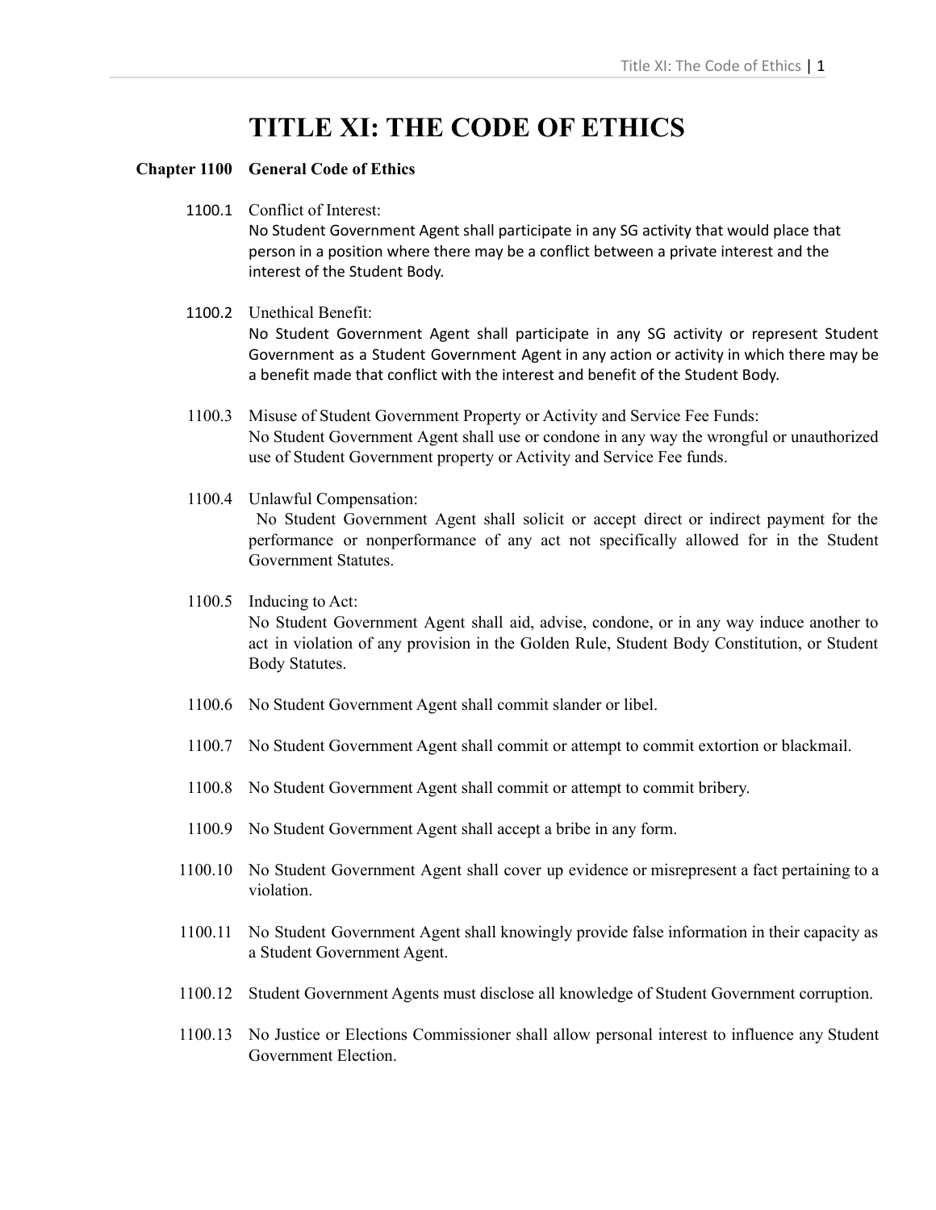# TITLE XI: THE CODE OF ETHICS

## Chapter 1100 General Code of Ethics

1100.1 Conflict of Interest:
No Student Government Agent shall participate in any SG activity that would place that person in a position where there may be a conflict between a private interest and the interest of the Student Body.

1100.2 Unethical Benefit:
No Student Government Agent shall participate in any SG activity or represent Student Government as a Student Government Agent in any action or activity in which there may be a benefit made that conflict with the interest and benefit of the Student Body.

1100.3 Misuse of Student Government Property or Activity and Service Fee Funds:
No Student Government Agent shall use or condone in any way the wrongful or unauthorized use of Student Government property or Activity and Service Fee funds.

1100.4 Unlawful Compensation:
No Student Government Agent shall solicit or accept direct or indirect payment for the performance or nonperformance of any act not specifically allowed for in the Student Government Statutes.

1100.5 Inducing to Act:
No Student Government Agent shall aid, advise, condone, or in any way induce another to act in violation of any provision in the Golden Rule, Student Body Constitution, or Student Body Statutes.

1100.6 No Student Government Agent shall commit slander or libel.

1100.7 No Student Government Agent shall commit or attempt to commit extortion or blackmail.

1100.8 No Student Government Agent shall commit or attempt to commit bribery.

1100.9 No Student Government Agent shall accept a bribe in any form.

1100.10 No Student Government Agent shall cover up evidence or misrepresent a fact pertaining to a violation.

1100.11 No Student Government Agent shall knowingly provide false information in their capacity as a Student Government Agent.

1100.12 Student Government Agents must disclose all knowledge of Student Government corruption.

1100.13 No Justice or Elections Commissioner shall allow personal interest to influence any Student Government Election.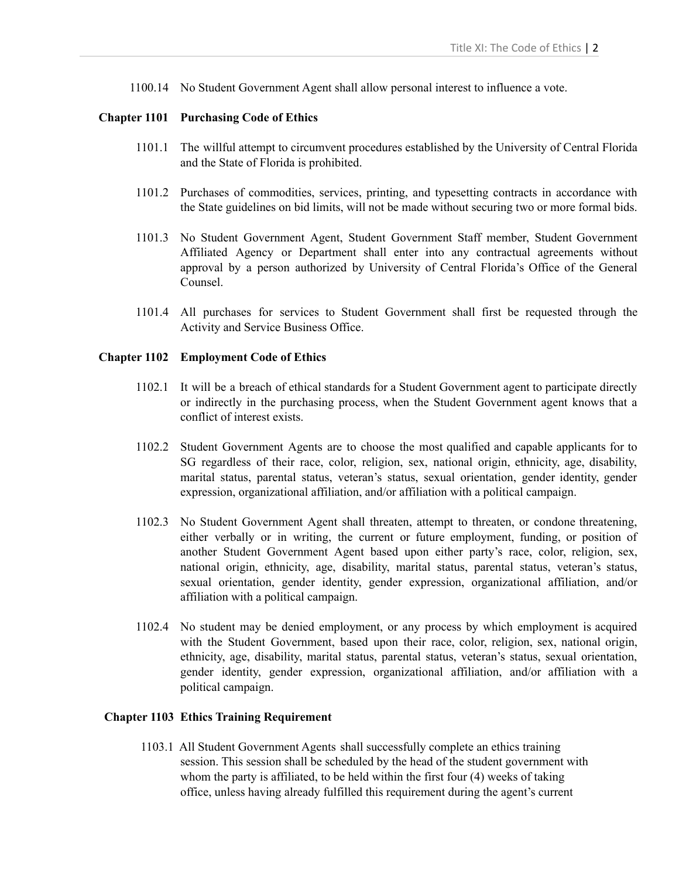1100.14 No Student Government Agent shall allow personal interest to influence a vote.

## Chapter 1101 Purchasing Code of Ethics

1101.1 The willful attempt to circumvent procedures established by the University of Central Florida and the State of Florida is prohibited.

1101.2 Purchases of commodities, services, printing, and typesetting contracts in accordance with the State guidelines on bid limits, will not be made without securing two or more formal bids.

1101.3 No Student Government Agent, Student Government Staff member, Student Government Affiliated Agency or Department shall enter into any contractual agreements without approval by a person authorized by University of Central Florida's Office of the General Counsel.

1101.4 All purchases for services to Student Government shall first be requested through the Activity and Service Business Office.

## Chapter 1102 Employment Code of Ethics

1102.1 It will be a breach of ethical standards for a Student Government agent to participate directly or indirectly in the purchasing process, when the Student Government agent knows that a conflict of interest exists.

1102.2 Student Government Agents are to choose the most qualified and capable applicants for to SG regardless of their race, color, religion, sex, national origin, ethnicity, age, disability, marital status, parental status, veteran's status, sexual orientation, gender identity, gender expression, organizational affiliation, and/or affiliation with a political campaign.

1102.3 No Student Government Agent shall threaten, attempt to threaten, or condone threatening, either verbally or in writing, the current or future employment, funding, or position of another Student Government Agent based upon either party's race, color, religion, sex, national origin, ethnicity, age, disability, marital status, parental status, veteran's status, sexual orientation, gender identity, gender expression, organizational affiliation, and/or affiliation with a political campaign.

1102.4 No student may be denied employment, or any process by which employment is acquired with the Student Government, based upon their race, color, religion, sex, national origin, ethnicity, age, disability, marital status, parental status, veteran's status, sexual orientation, gender identity, gender expression, organizational affiliation, and/or affiliation with a political campaign.

## Chapter 1103 Ethics Training Requirement

1103.1 All Student Government Agents shall successfully complete an ethics training session. This session shall be scheduled by the head of the student government with whom the party is affiliated, to be held within the first four (4) weeks of taking office, unless having already fulfilled this requirement during the agent's current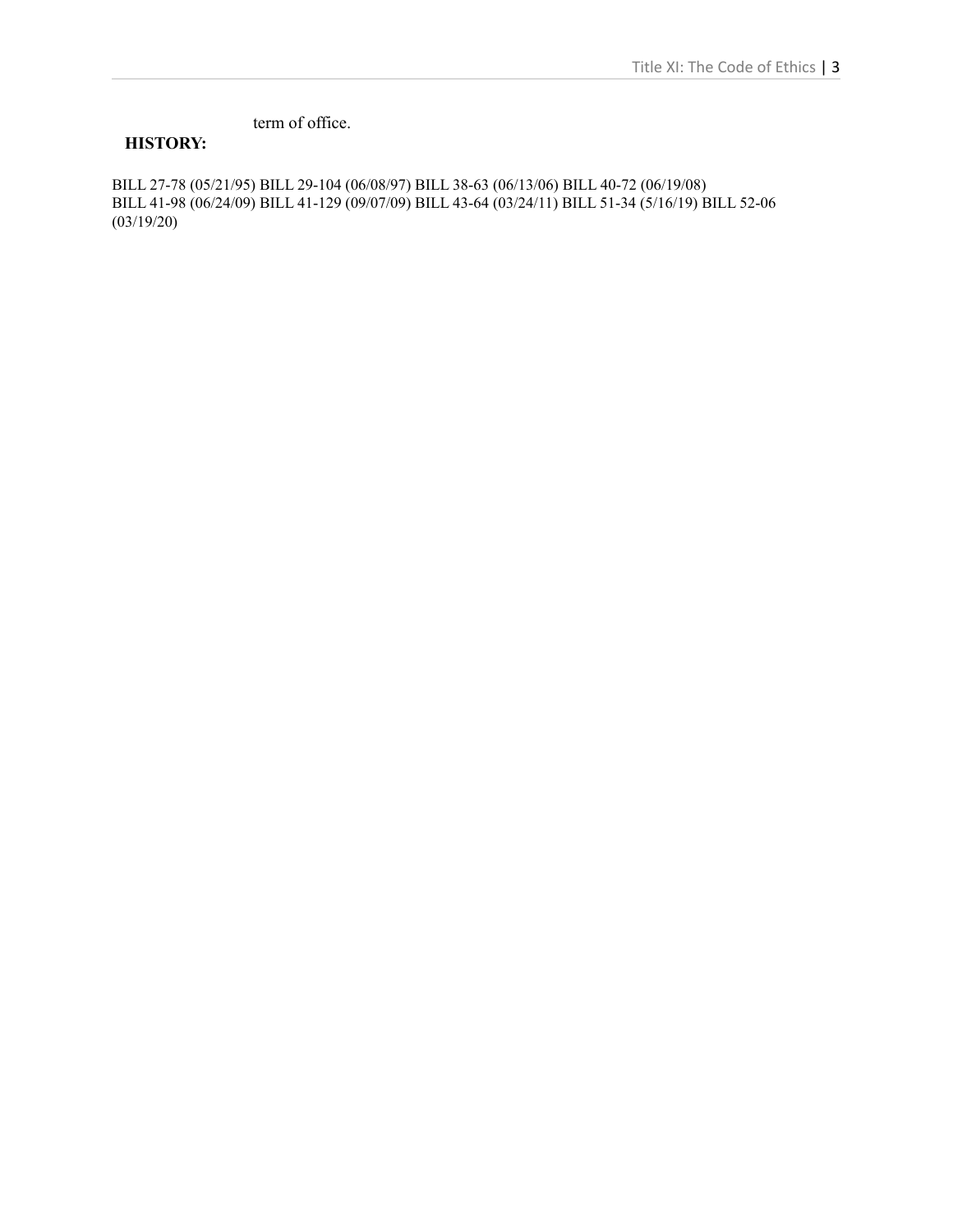term of office.

**HISTORY:**

BILL 27-78 (05/21/95) BILL 29-104 (06/08/97) BILL 38-63 (06/13/06) BILL 40-72 (06/19/08) BILL 41-98 (06/24/09) BILL 41-129 (09/07/09) BILL 43-64 (03/24/11) BILL 51-34 (5/16/19) BILL 52-06 (03/19/20)